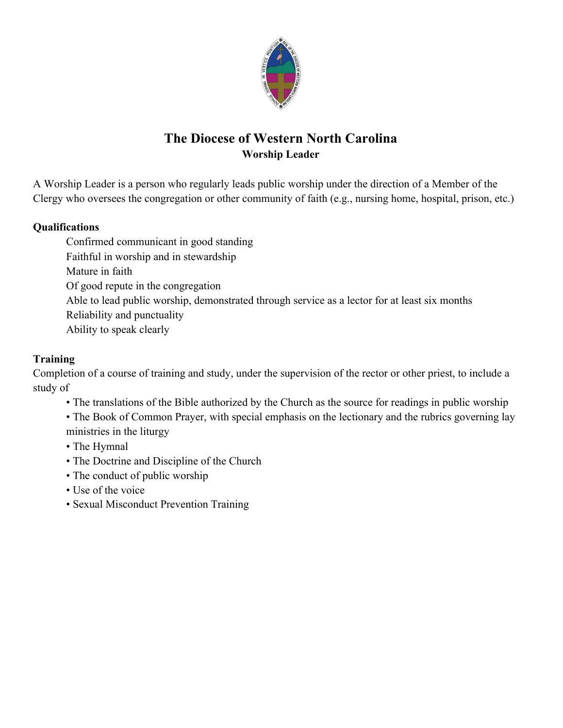# The Diocese of Western North Carolina

## Worship Leader

A Worship Leader is a person who regularly leads public worship under the direction of a Member of the Clergy who oversees the congregation or other community of faith (e.g., nursing home, hospital, prison, etc.)

**Qualifications**

Confirmed communicant in good standing
Faithful in worship and in stewardship
Mature in faith
Of good repute in the congregation
Able to lead public worship, demonstrated through service as a lector for at least six months
Reliability and punctuality
Ability to speak clearly

**Training**

Completion of a course of training and study, under the supervision of the rector or other priest, to include a study of

- The translations of the Bible authorized by the Church as the source for readings in public worship
- The Book of Common Prayer, with special emphasis on the lectionary and the rubrics governing lay ministries in the liturgy
- The Hymnal
- The Doctrine and Discipline of the Church
- The conduct of public worship
- Use of the voice
- Sexual Misconduct Prevention Training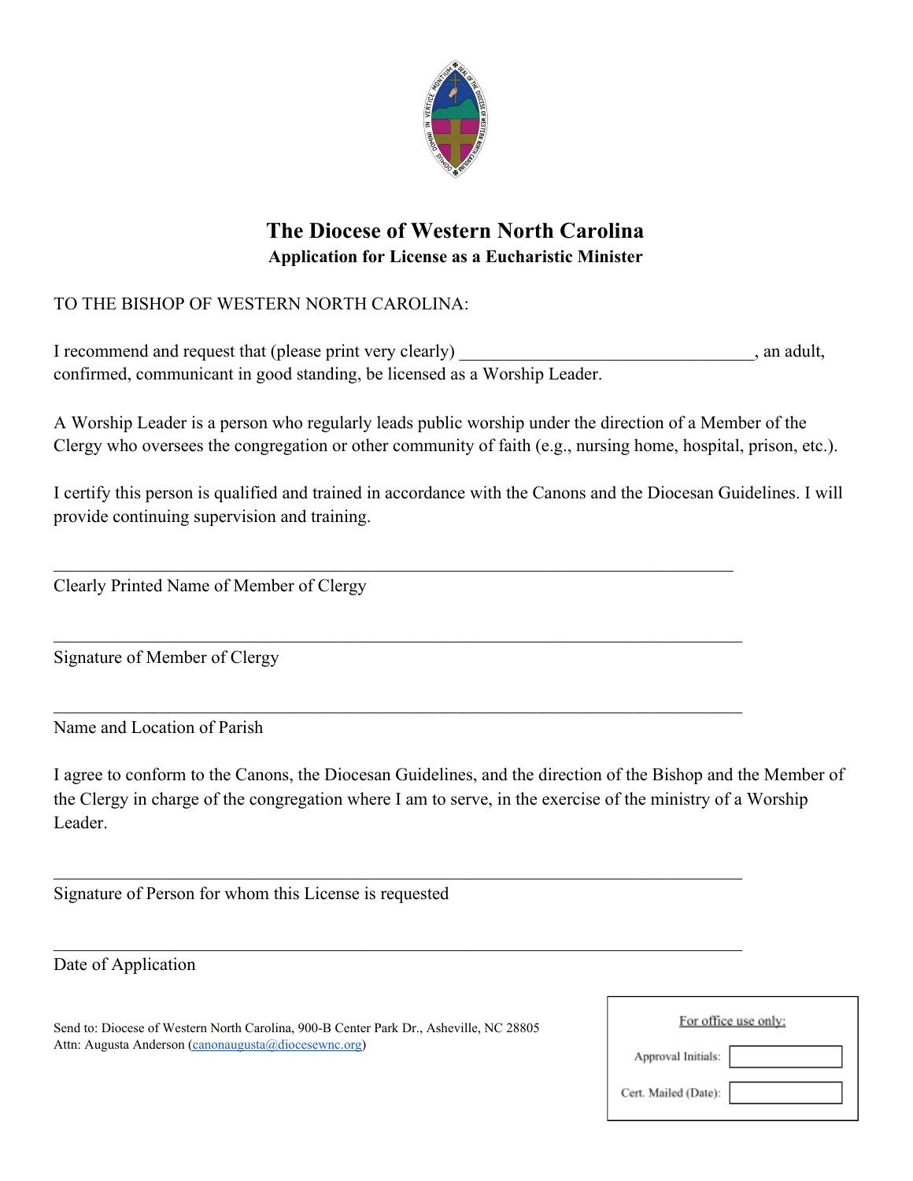# The Diocese of Western North Carolina

**Application for License as a Eucharistic Minister**

TO THE BISHOP OF WESTERN NORTH CAROLINA:

I recommend and request that (please print very clearly) ________________________________, an adult, confirmed, communicant in good standing, be licensed as a Worship Leader.

A Worship Leader is a person who regularly leads public worship under the direction of a Member of the Clergy who oversees the congregation or other community of faith (e.g., nursing home, hospital, prison, etc.).

I certify this person is qualified and trained in accordance with the Canons and the Diocesan Guidelines. I will provide continuing supervision and training.

________________________________________________________________

Clearly Printed Name of Member of Clergy

________________________________________________________________

Signature of Member of Clergy

________________________________________________________________

Name and Location of Parish

I agree to conform to the Canons, the Diocesan Guidelines, and the direction of the Bishop and the Member of the Clergy in charge of the congregation where I am to serve, in the exercise of the ministry of a Worship Leader.

________________________________________________________________

Signature of Person for whom this License is requested

________________________________________________________________

Date of Application

Send to: Diocese of Western North Carolina, 900-B Center Park Dr., Asheville, NC 28805
Attn: Augusta Anderson (canonaugusta@diocesewnc.org)

For office use only:

Approval Initials:

Cert. Mailed (Date):